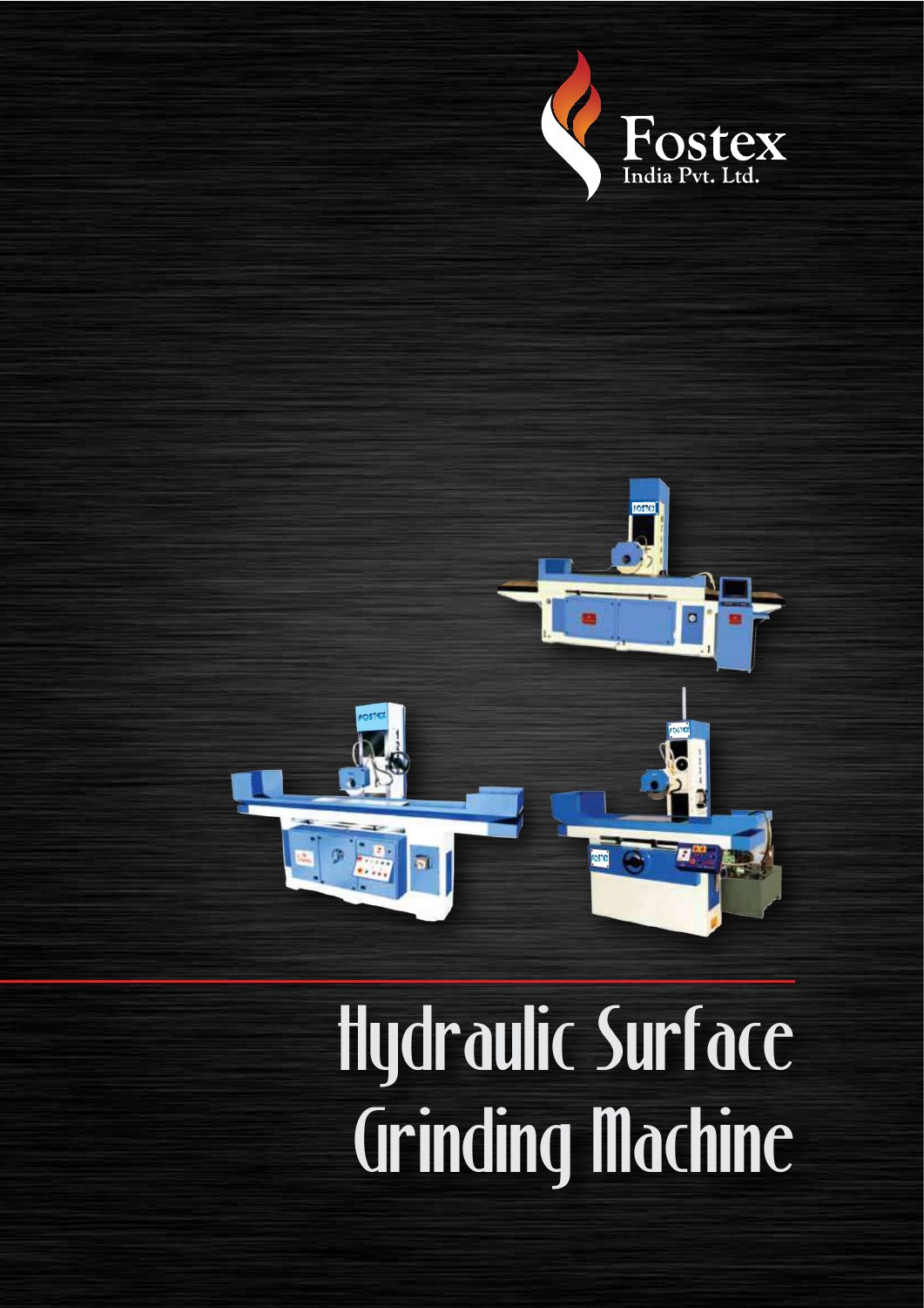Fostex
India Pvt. Ltd.

# Hydraulic Surface Grinding Machine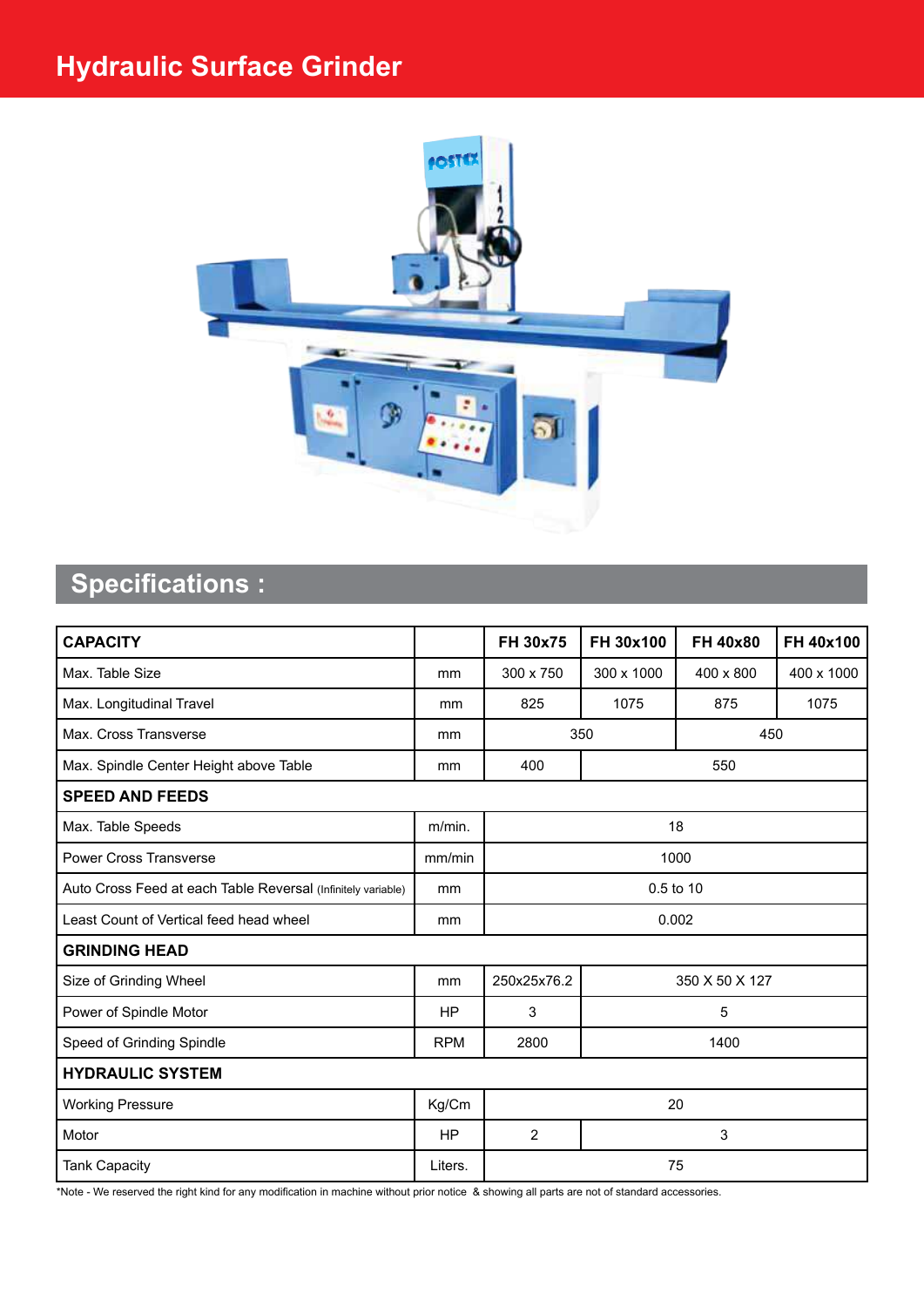# Hydraulic Surface Grinder

## Specifications :

| CAPACITY | | FH 30x75 | FH 30x100 | FH 40x80 | FH 40x100 |
|---|---|---|---|---|---|
| Max. Table Size | mm | 300 x 750 | 300 x 1000 | 400 x 800 | 400 x 1000 |
| Max. Longitudinal Travel | mm | 825 | 1075 | 875 | 1075 |
| Max. Cross Transverse | mm | 350 | | 450 | |
| Max. Spindle Center Height above Table | mm | 400 | 550 | | |
| **SPEED AND FEEDS** | | | | | |
| Max. Table Speeds | m/min. | 18 | | | |
| Power Cross Transverse | mm/min | 1000 | | | |
| Auto Cross Feed at each Table Reversal (Infinitely variable) | mm | 0.5 to 10 | | | |
| Least Count of Vertical feed head wheel | mm | 0.002 | | | |
| **GRINDING HEAD** | | | | | |
| Size of Grinding Wheel | mm | 250x25x76.2 | 350 X 50 X 127 | | |
| Power of Spindle Motor | HP | 3 | 5 | | |
| Speed of Grinding Spindle | RPM | 2800 | 1400 | | |
| **HYDRAULIC SYSTEM** | | | | | |
| Working Pressure | Kg/Cm | 20 | | | |
| Motor | HP | 2 | 3 | | |
| Tank Capacity | Liters. | 75 | | | |

*Note - We reserved the right kind for any modification in machine without prior notice & showing all parts are not of standard accessories.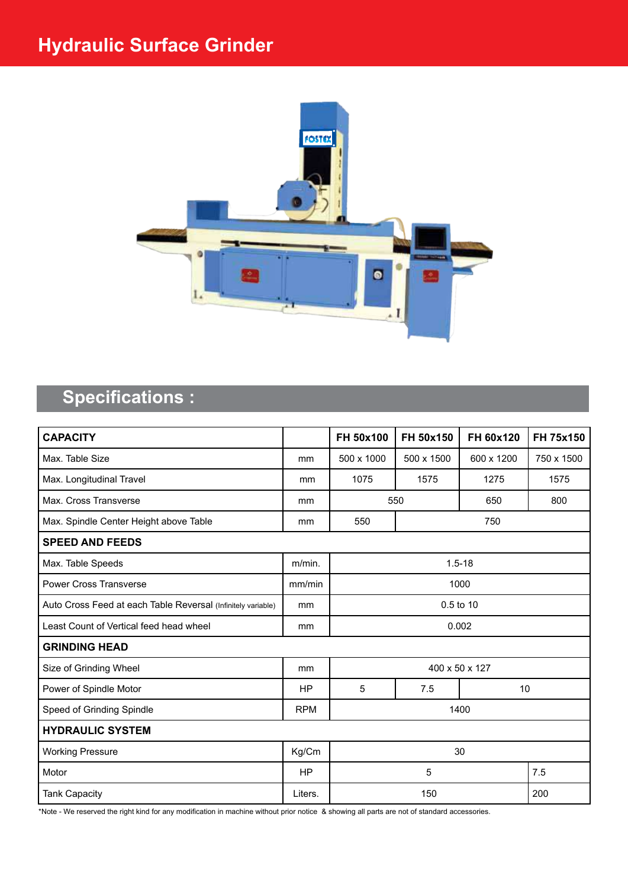# Hydraulic Surface Grinder

## Specifications :

| CAPACITY | | FH 50x100 | FH 50x150 | FH 60x120 | FH 75x150 |
|---|---|---|---|---|---|
| Max. Table Size | mm | 500 x 1000 | 500 x 1500 | 600 x 1200 | 750 x 1500 |
| Max. Longitudinal Travel | mm | 1075 | 1575 | 1275 | 1575 |
| Max. Cross Transverse | mm | 550 | | 650 | 800 |
| Max. Spindle Center Height above Table | mm | 550 | 750 | | |
| **SPEED AND FEEDS** | | | | | |
| Max. Table Speeds | m/min. | 1.5-18 | | | |
| Power Cross Transverse | mm/min | 1000 | | | |
| Auto Cross Feed at each Table Reversal (Infinitely variable) | mm | 0.5 to 10 | | | |
| Least Count of Vertical feed head wheel | mm | 0.002 | | | |
| **GRINDING HEAD** | | | | | |
| Size of Grinding Wheel | mm | 400 x 50 x 127 | | | |
| Power of Spindle Motor | HP | 5 | 7.5 | 10 | |
| Speed of Grinding Spindle | RPM | 1400 | | | |
| **HYDRAULIC SYSTEM** | | | | | |
| Working Pressure | Kg/Cm | 30 | | | |
| Motor | HP | 5 | | | 7.5 |
| Tank Capacity | Liters. | 150 | | | 200 |

*Note - We reserved the right kind for any modification in machine without prior notice & showing all parts are not of standard accessories.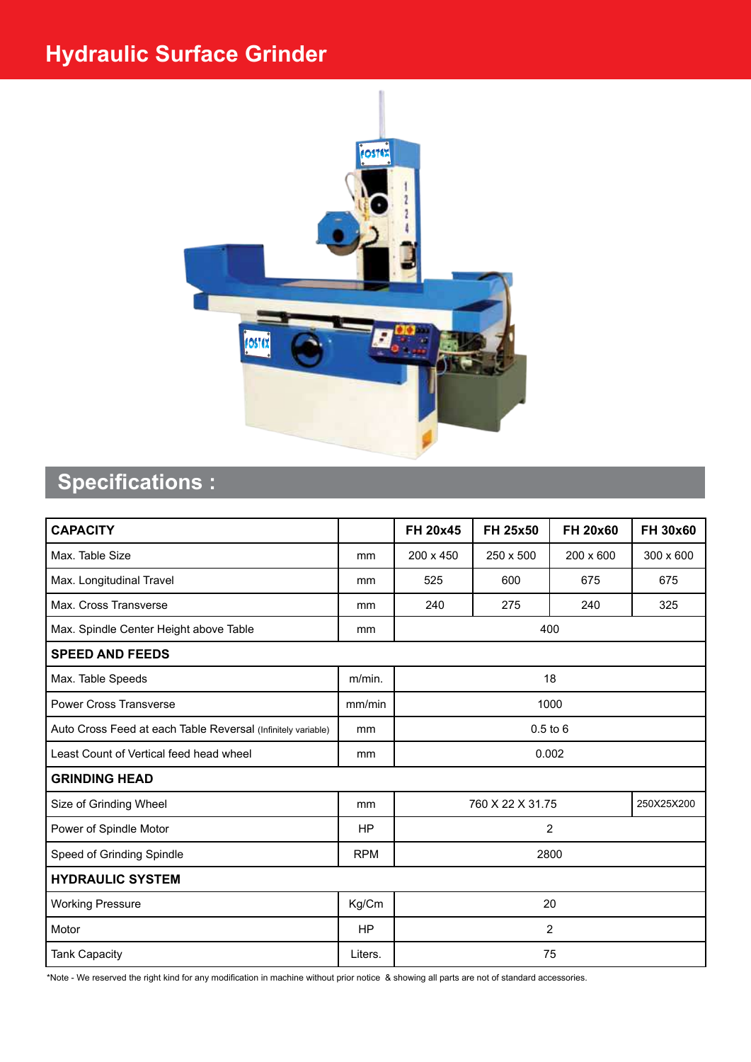# Hydraulic Surface Grinder

## Specifications :

| CAPACITY | | FH 20x45 | FH 25x50 | FH 20x60 | FH 30x60 |
|---|---|---|---|---|---|
| Max. Table Size | mm | 200 x 450 | 250 x 500 | 200 x 600 | 300 x 600 |
| Max. Longitudinal Travel | mm | 525 | 600 | 675 | 675 |
| Max. Cross Transverse | mm | 240 | 275 | 240 | 325 |
| Max. Spindle Center Height above Table | mm | 400 | | | |
| **SPEED AND FEEDS** | | | | | |
| Max. Table Speeds | m/min. | 18 | | | |
| Power Cross Transverse | mm/min | 1000 | | | |
| Auto Cross Feed at each Table Reversal (Infinitely variable) | mm | 0.5 to 6 | | | |
| Least Count of Vertical feed head wheel | mm | 0.002 | | | |
| **GRINDING HEAD** | | | | | |
| Size of Grinding Wheel | mm | 760 X 22 X 31.75 | | | 250X25X200 |
| Power of Spindle Motor | HP | 2 | | | |
| Speed of Grinding Spindle | RPM | 2800 | | | |
| **HYDRAULIC SYSTEM** | | | | | |
| Working Pressure | Kg/Cm | 20 | | | |
| Motor | HP | 2 | | | |
| Tank Capacity | Liters. | 75 | | | |

*Note - We reserved the right kind for any modification in machine without prior notice & showing all parts are not of standard accessories.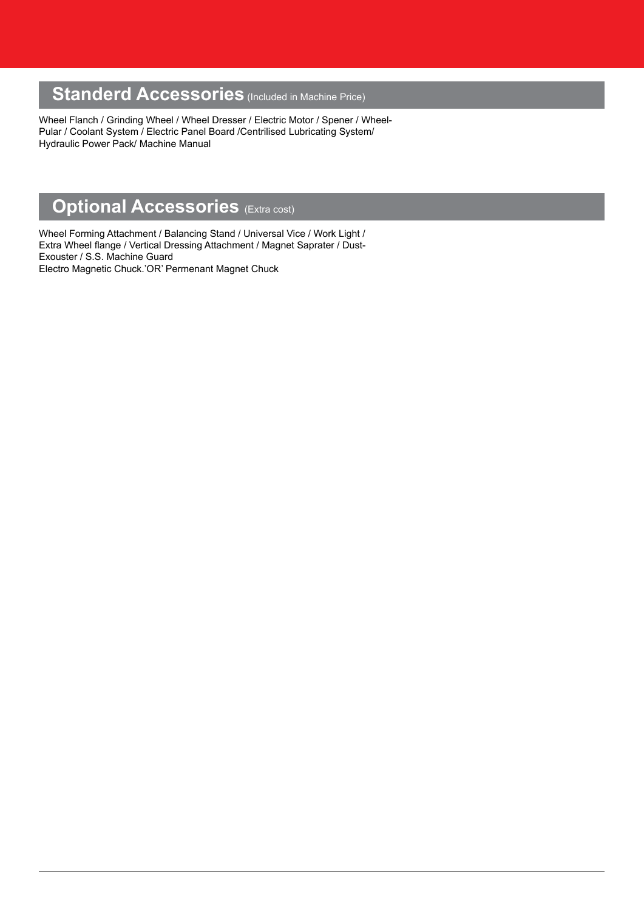## **Standerd Accessories** (Included in Machine Price)

Wheel Flanch / Grinding Wheel / Wheel Dresser / Electric Motor / Spener / Wheel-Pular / Coolant System / Electric Panel Board /Centrilised Lubricating System/ Hydraulic Power Pack/ Machine Manual

## **Optional Accessories** (Extra cost)

Wheel Forming Attachment / Balancing Stand / Universal Vice / Work Light / Extra Wheel flange / Vertical Dressing Attachment / Magnet Saprater / Dust-Exouster / S.S. Machine Guard
Electro Magnetic Chuck.'OR' Permenant Magnet Chuck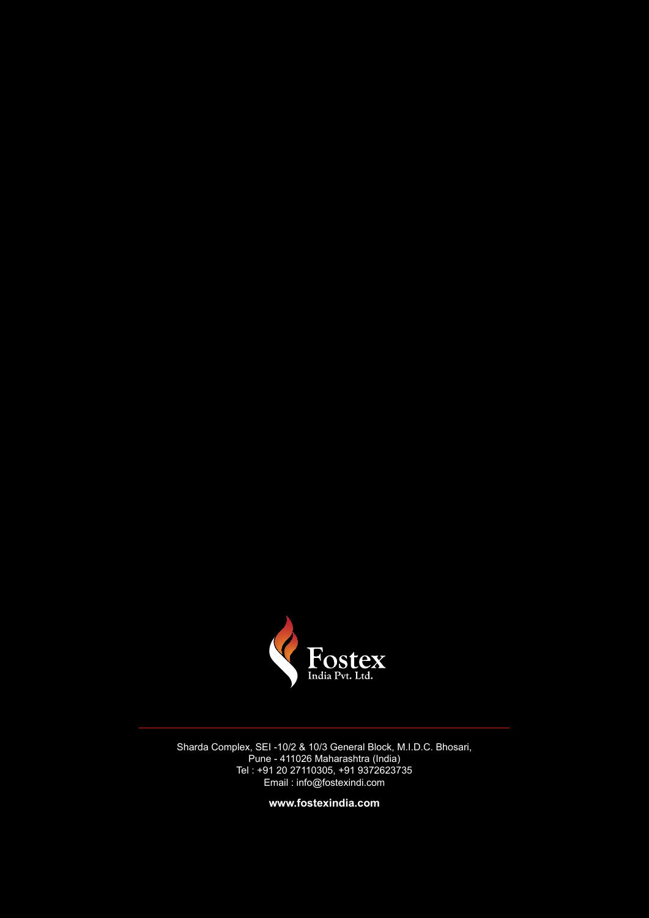Fostex
India Pvt. Ltd.

Sharda Complex, SEI -10/2 & 10/3 General Block, M.I.D.C. Bhosari,
Pune - 411026 Maharashtra (India)
Tel : +91 20 27110305, +91 9372623735
Email : info@fostexindi.com

**www.fostexindia.com**